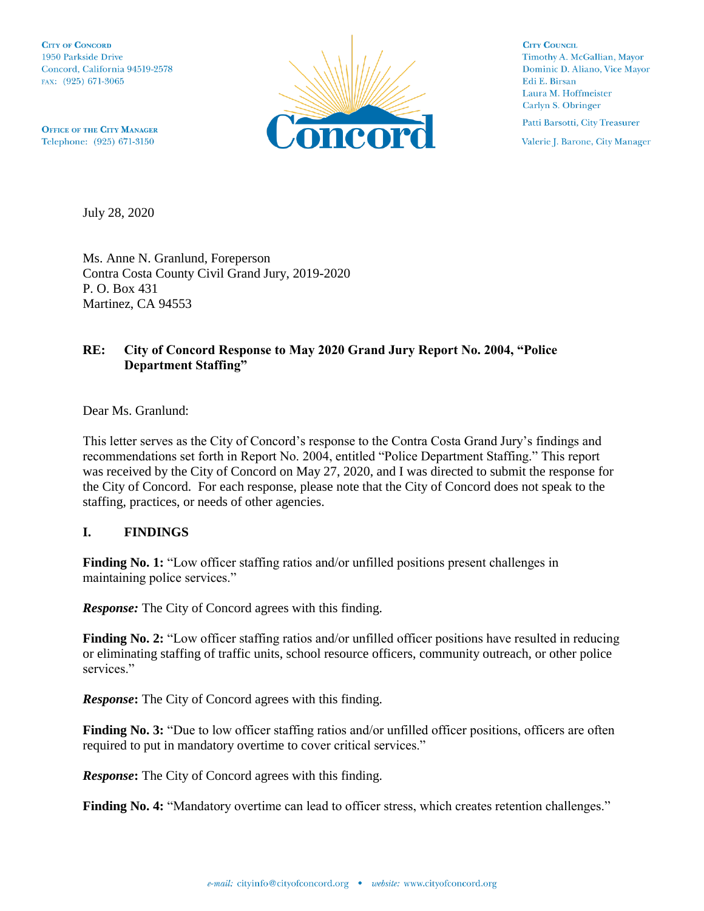CITY OF CONCORD
1950 Parkside Drive
Concord, California 94519-2578
FAX: (925) 671-3065

OFFICE OF THE CITY MANAGER
Telephone: (925) 671-3150

CITY COUNCIL
Timothy A. McGallian, Mayor
Dominic D. Aliano, Vice Mayor
Edi E. Birsan
Laura M. Hoffmeister
Carlyn S. Obringer

Patti Barsotti, City Treasurer

Valerie J. Barone, City Manager

July 28, 2020

Ms. Anne N. Granlund, Foreperson
Contra Costa County Civil Grand Jury, 2019-2020
P. O. Box 431
Martinez, CA 94553

**RE: City of Concord Response to May 2020 Grand Jury Report No. 2004, "Police Department Staffing"**

Dear Ms. Granlund:

This letter serves as the City of Concord's response to the Contra Costa Grand Jury's findings and recommendations set forth in Report No. 2004, entitled "Police Department Staffing." This report was received by the City of Concord on May 27, 2020, and I was directed to submit the response for the City of Concord. For each response, please note that the City of Concord does not speak to the staffing, practices, or needs of other agencies.

## I. FINDINGS

**Finding No. 1:** "Low officer staffing ratios and/or unfilled positions present challenges in maintaining police services."

***Response:*** The City of Concord agrees with this finding.

**Finding No. 2:** "Low officer staffing ratios and/or unfilled officer positions have resulted in reducing or eliminating staffing of traffic units, school resource officers, community outreach, or other police services."

***Response*:** The City of Concord agrees with this finding.

**Finding No. 3:** "Due to low officer staffing ratios and/or unfilled officer positions, officers are often required to put in mandatory overtime to cover critical services."

***Response*:** The City of Concord agrees with this finding.

**Finding No. 4:** "Mandatory overtime can lead to officer stress, which creates retention challenges."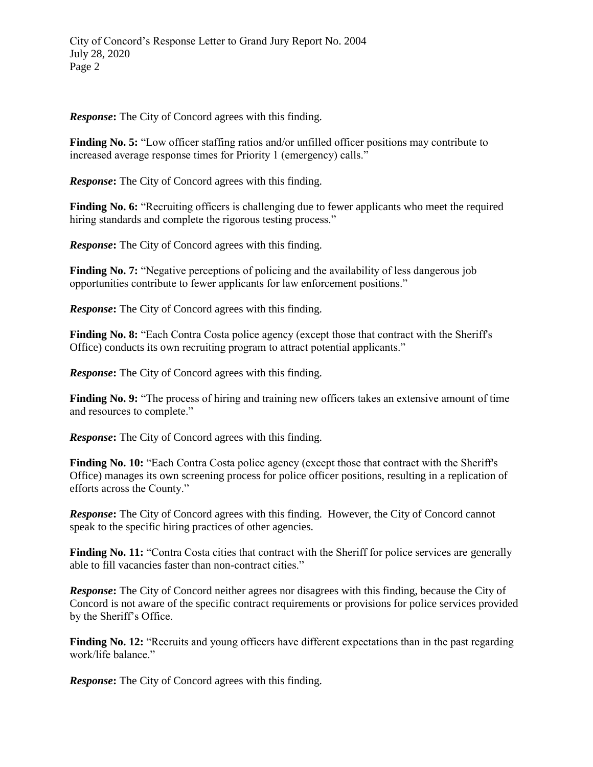***Response*:** The City of Concord agrees with this finding.

**Finding No. 5:** "Low officer staffing ratios and/or unfilled officer positions may contribute to increased average response times for Priority 1 (emergency) calls."

***Response*:** The City of Concord agrees with this finding.

**Finding No. 6:** "Recruiting officers is challenging due to fewer applicants who meet the required hiring standards and complete the rigorous testing process."

***Response*:** The City of Concord agrees with this finding.

**Finding No. 7:** "Negative perceptions of policing and the availability of less dangerous job opportunities contribute to fewer applicants for law enforcement positions."

***Response*:** The City of Concord agrees with this finding.

**Finding No. 8:** "Each Contra Costa police agency (except those that contract with the Sheriff's Office) conducts its own recruiting program to attract potential applicants."

***Response*:** The City of Concord agrees with this finding.

**Finding No. 9:** "The process of hiring and training new officers takes an extensive amount of time and resources to complete."

***Response*:** The City of Concord agrees with this finding.

**Finding No. 10:** "Each Contra Costa police agency (except those that contract with the Sheriff's Office) manages its own screening process for police officer positions, resulting in a replication of efforts across the County."

***Response*:** The City of Concord agrees with this finding. However, the City of Concord cannot speak to the specific hiring practices of other agencies.

**Finding No. 11:** "Contra Costa cities that contract with the Sheriff for police services are generally able to fill vacancies faster than non-contract cities."

***Response*:** The City of Concord neither agrees nor disagrees with this finding, because the City of Concord is not aware of the specific contract requirements or provisions for police services provided by the Sheriff's Office.

**Finding No. 12:** "Recruits and young officers have different expectations than in the past regarding work/life balance."

***Response*:** The City of Concord agrees with this finding.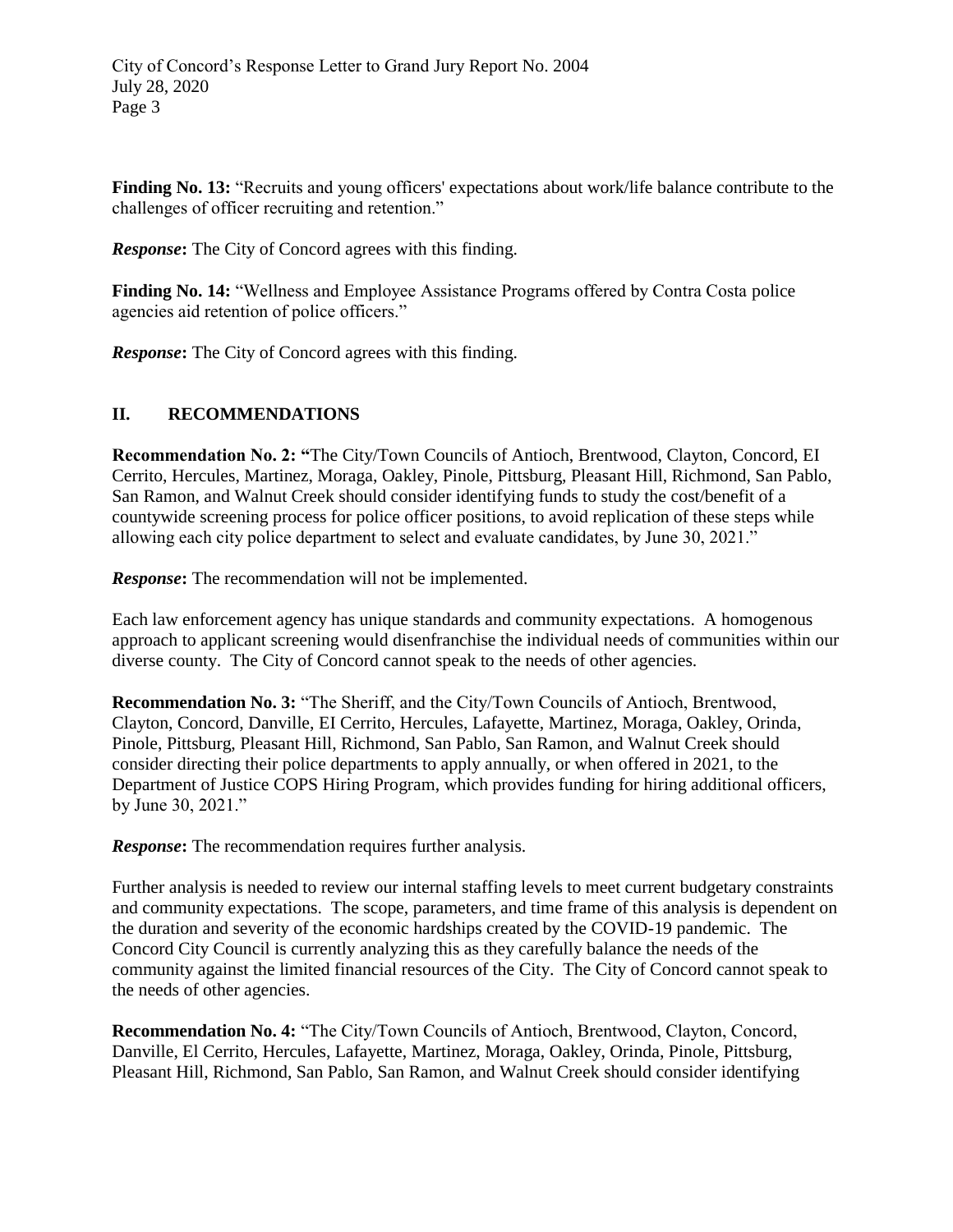**Finding No. 13:** "Recruits and young officers' expectations about work/life balance contribute to the challenges of officer recruiting and retention."

***Response*:** The City of Concord agrees with this finding.

**Finding No. 14:** "Wellness and Employee Assistance Programs offered by Contra Costa police agencies aid retention of police officers."

***Response*:** The City of Concord agrees with this finding.

## II. RECOMMENDATIONS

**Recommendation No. 2:** "The City/Town Councils of Antioch, Brentwood, Clayton, Concord, EI Cerrito, Hercules, Martinez, Moraga, Oakley, Pinole, Pittsburg, Pleasant Hill, Richmond, San Pablo, San Ramon, and Walnut Creek should consider identifying funds to study the cost/benefit of a countywide screening process for police officer positions, to avoid replication of these steps while allowing each city police department to select and evaluate candidates, by June 30, 2021."

***Response*:** The recommendation will not be implemented.

Each law enforcement agency has unique standards and community expectations. A homogenous approach to applicant screening would disenfranchise the individual needs of communities within our diverse county. The City of Concord cannot speak to the needs of other agencies.

**Recommendation No. 3:** "The Sheriff, and the City/Town Councils of Antioch, Brentwood, Clayton, Concord, Danville, EI Cerrito, Hercules, Lafayette, Martinez, Moraga, Oakley, Orinda, Pinole, Pittsburg, Pleasant Hill, Richmond, San Pablo, San Ramon, and Walnut Creek should consider directing their police departments to apply annually, or when offered in 2021, to the Department of Justice COPS Hiring Program, which provides funding for hiring additional officers, by June 30, 2021."

***Response*:** The recommendation requires further analysis.

Further analysis is needed to review our internal staffing levels to meet current budgetary constraints and community expectations. The scope, parameters, and time frame of this analysis is dependent on the duration and severity of the economic hardships created by the COVID-19 pandemic. The Concord City Council is currently analyzing this as they carefully balance the needs of the community against the limited financial resources of the City. The City of Concord cannot speak to the needs of other agencies.

**Recommendation No. 4:** "The City/Town Councils of Antioch, Brentwood, Clayton, Concord, Danville, El Cerrito, Hercules, Lafayette, Martinez, Moraga, Oakley, Orinda, Pinole, Pittsburg, Pleasant Hill, Richmond, San Pablo, San Ramon, and Walnut Creek should consider identifying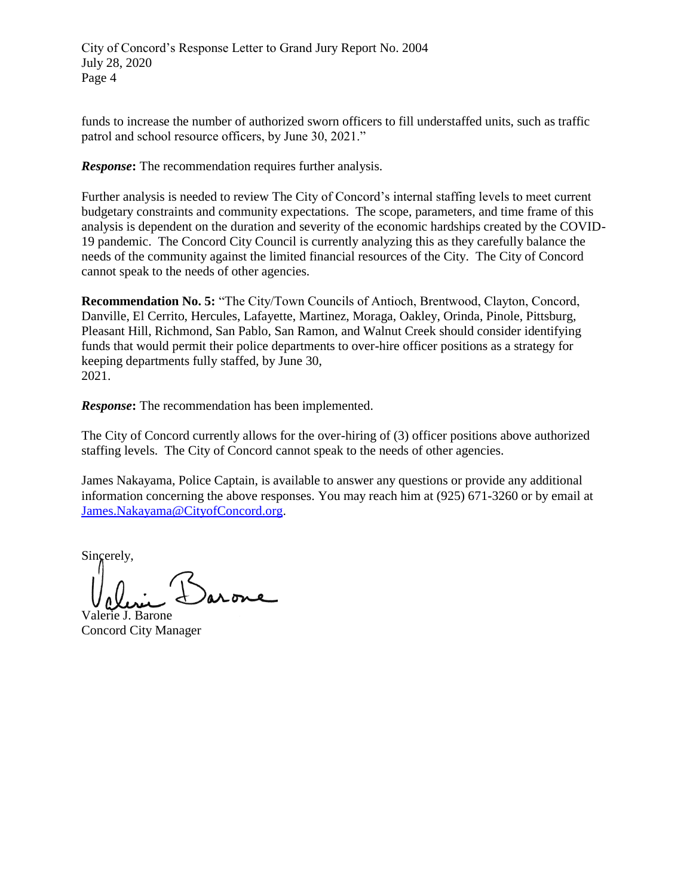funds to increase the number of authorized sworn officers to fill understaffed units, such as traffic patrol and school resource officers, by June 30, 2021."

***Response*:** The recommendation requires further analysis.

Further analysis is needed to review The City of Concord's internal staffing levels to meet current budgetary constraints and community expectations. The scope, parameters, and time frame of this analysis is dependent on the duration and severity of the economic hardships created by the COVID-19 pandemic. The Concord City Council is currently analyzing this as they carefully balance the needs of the community against the limited financial resources of the City. The City of Concord cannot speak to the needs of other agencies.

**Recommendation No. 5:** "The City/Town Councils of Antioch, Brentwood, Clayton, Concord, Danville, El Cerrito, Hercules, Lafayette, Martinez, Moraga, Oakley, Orinda, Pinole, Pittsburg, Pleasant Hill, Richmond, San Pablo, San Ramon, and Walnut Creek should consider identifying funds that would permit their police departments to over-hire officer positions as a strategy for keeping departments fully staffed, by June 30, 2021.

***Response*:** The recommendation has been implemented.

The City of Concord currently allows for the over-hiring of (3) officer positions above authorized staffing levels. The City of Concord cannot speak to the needs of other agencies.

James Nakayama, Police Captain, is available to answer any questions or provide any additional information concerning the above responses. You may reach him at (925) 671-3260 or by email at James.Nakayama@CityofConcord.org.

Sincerely,

Valerie J. Barone
Concord City Manager